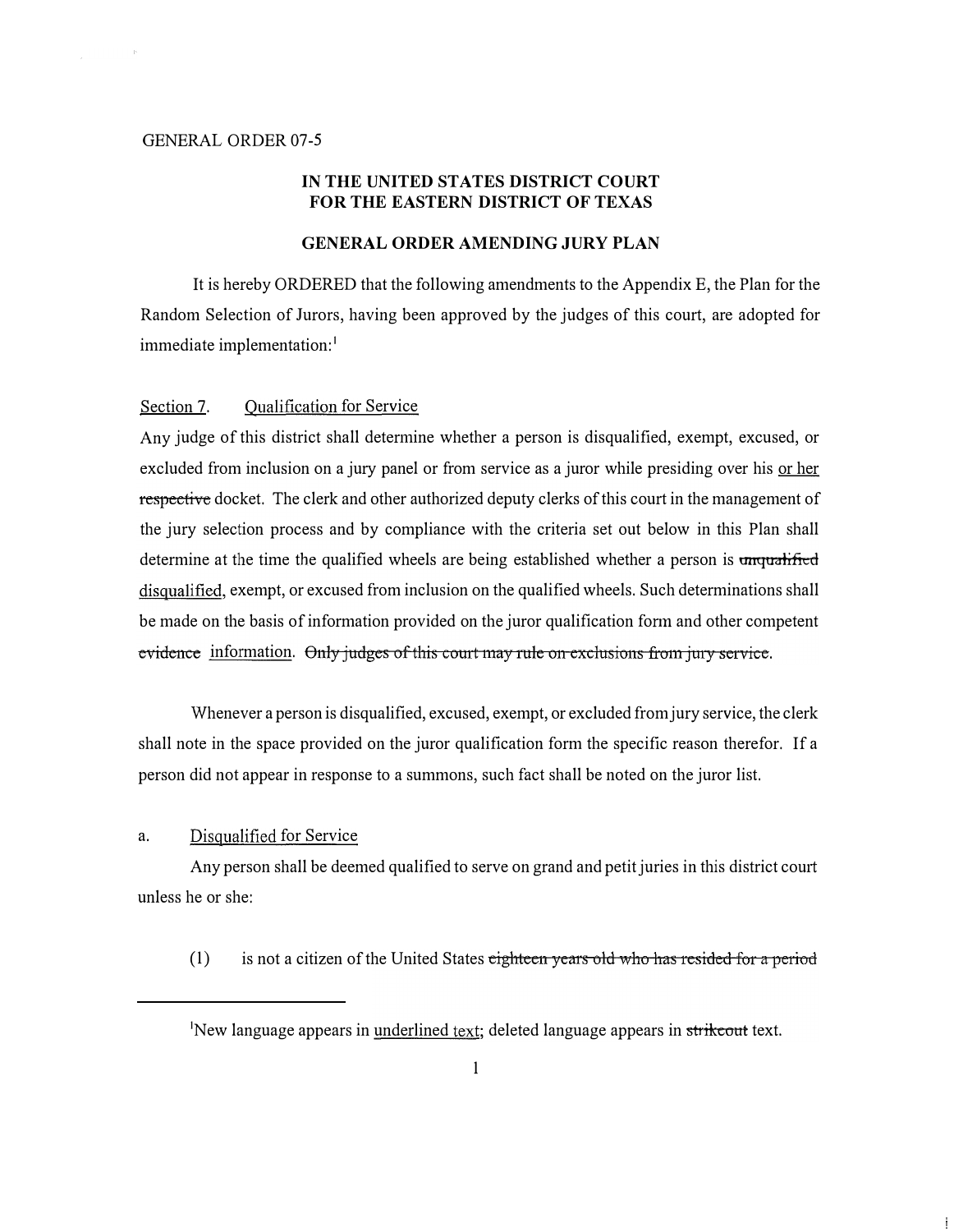GENERAL ORDER 07-5

**IN THE UNITED STATES DISTRICT COURT**
**FOR THE EASTERN DISTRICT OF TEXAS**

**GENERAL ORDER AMENDING JURY PLAN**

It is hereby ORDERED that the following amendments to the Appendix E, the Plan for the Random Selection of Jurors, having been approved by the judges of this court, are adopted for immediate implementation:[1]

<u>Section 7.</u> <u>Qualification for Service</u>

Any judge of this district shall determine whether a person is disqualified, exempt, excused, or excluded from inclusion on a jury panel or from service as a juror while presiding over his <u>or her</u> ~~respective~~ docket. The clerk and other authorized deputy clerks of this court in the management of the jury selection process and by compliance with the criteria set out below in this Plan shall determine at the time the qualified wheels are being established whether a person is ~~unqualified~~ <u>disqualified</u>, exempt, or excused from inclusion on the qualified wheels. Such determinations shall be made on the basis of information provided on the juror qualification form and other competent ~~evidence~~ <u>information</u>. ~~Only judges of this court may rule on exclusions from jury service.~~

Whenever a person is disqualified, excused, exempt, or excluded from jury service, the clerk shall note in the space provided on the juror qualification form the specific reason therefor. If a person did not appear in response to a summons, such fact shall be noted on the juror list.

a. <u>Disqualified for Service</u>

Any person shall be deemed qualified to serve on grand and petit juries in this district court unless he or she:

(1) is not a citizen of the United States ~~eighteen years old who has resided for a period~~

[1] New language appears in <u>underlined text</u>; deleted language appears in ~~strikeout~~ text.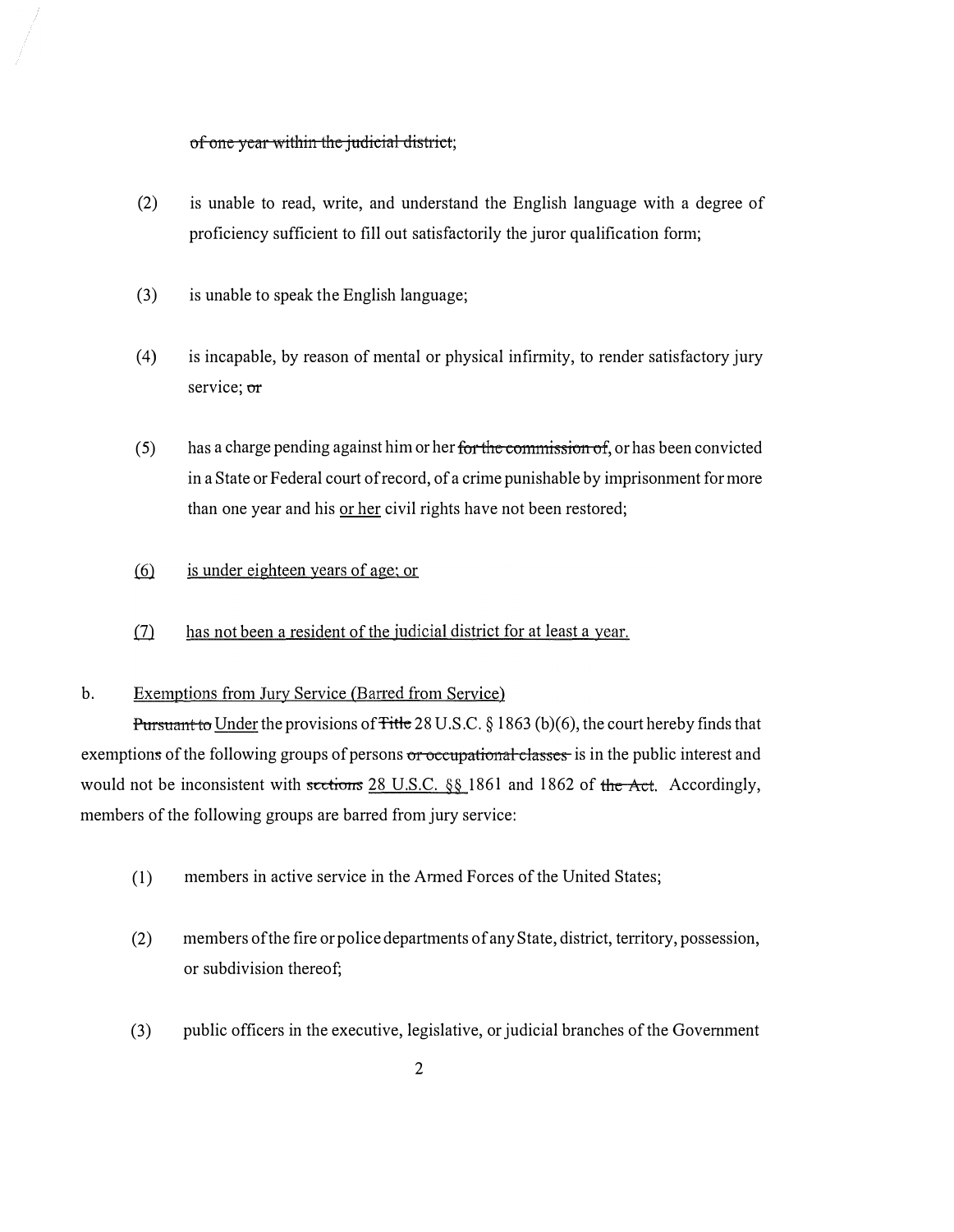~~of one year within the judicial district~~;

(2) is unable to read, write, and understand the English language with a degree of proficiency sufficient to fill out satisfactorily the juror qualification form;

(3) is unable to speak the English language;

(4) is incapable, by reason of mental or physical infirmity, to render satisfactory jury service; ~~or~~

(5) has a charge pending against him or her ~~for the commission of~~, or has been convicted in a State or Federal court of record, of a crime punishable by imprisonment for more than one year and his <u>or her</u> civil rights have not been restored;

<u>(6) is under eighteen years of age; or</u>

<u>(7) has not been a resident of the judicial district for at least a year.</u>

b. <u>Exemptions from Jury Service (Barred from Service)</u>

~~Pursuant to~~ <u>Under</u> the provisions of ~~Title~~ 28 U.S.C. § 1863 (b)(6), the court hereby finds that exemption~~s~~ of the following groups of persons ~~or occupational classes~~ is in the public interest and would not be inconsistent with ~~sections~~ <u>28 U.S.C. §§</u> 1861 and 1862 of ~~the Act~~. Accordingly, members of the following groups are barred from jury service:

(1) members in active service in the Armed Forces of the United States;

(2) members of the fire or police departments of any State, district, territory, possession, or subdivision thereof;

(3) public officers in the executive, legislative, or judicial branches of the Government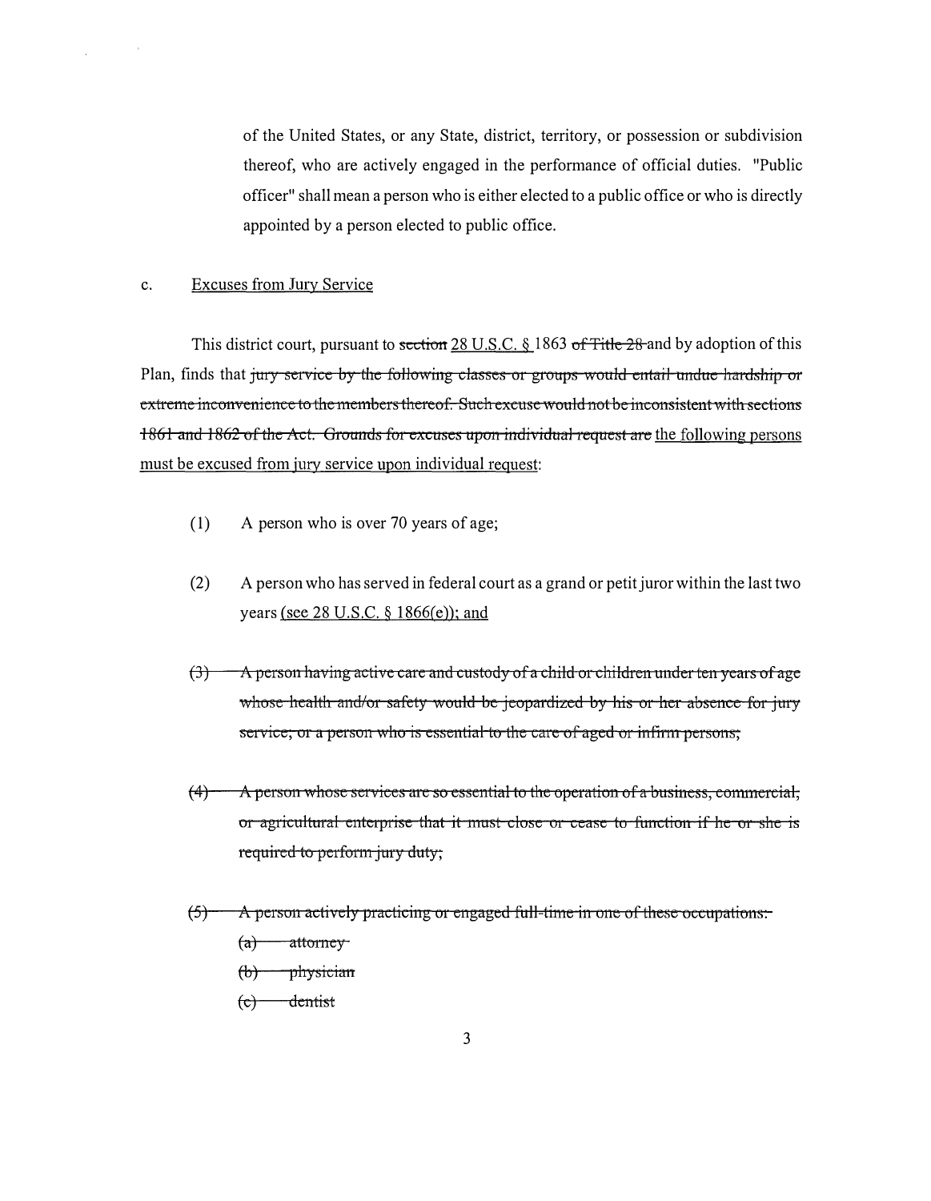of the United States, or any State, district, territory, or possession or subdivision thereof, who are actively engaged in the performance of official duties. "Public officer" shall mean a person who is either elected to a public office or who is directly appointed by a person elected to public office.

c. <u>Excuses from Jury Service</u>

This district court, pursuant to ~~section~~ <u>28 U.S.C. §</u> 1863 ~~of Title 28~~ and by adoption of this Plan, finds that ~~jury service by the following classes or groups would entail undue hardship or extreme inconvenience to the members thereof. Such excuse would not be inconsistent with sections 1861 and 1862 of the Act. Grounds for excuses upon individual request are~~ <u>the following persons must be excused from jury service upon individual request</u>:

(1) A person who is over 70 years of age;

(2) A person who has served in federal court as a grand or petit juror within the last two years <u>(see 28 U.S.C. § 1866(e)); and</u>

~~(3) A person having active care and custody of a child or children under ten years of age whose health and/or safety would be jeopardized by his or her absence for jury service; or a person who is essential to the care of aged or infirm persons;~~

~~(4) A person whose services are so essential to the operation of a business, commercial, or agricultural enterprise that it must close or cease to function if he or she is required to perform jury duty;~~

~~(5) A person actively practicing or engaged full-time in one of these occupations:~~

~~(a) attorney~~

~~(b) physician~~

~~(c) dentist~~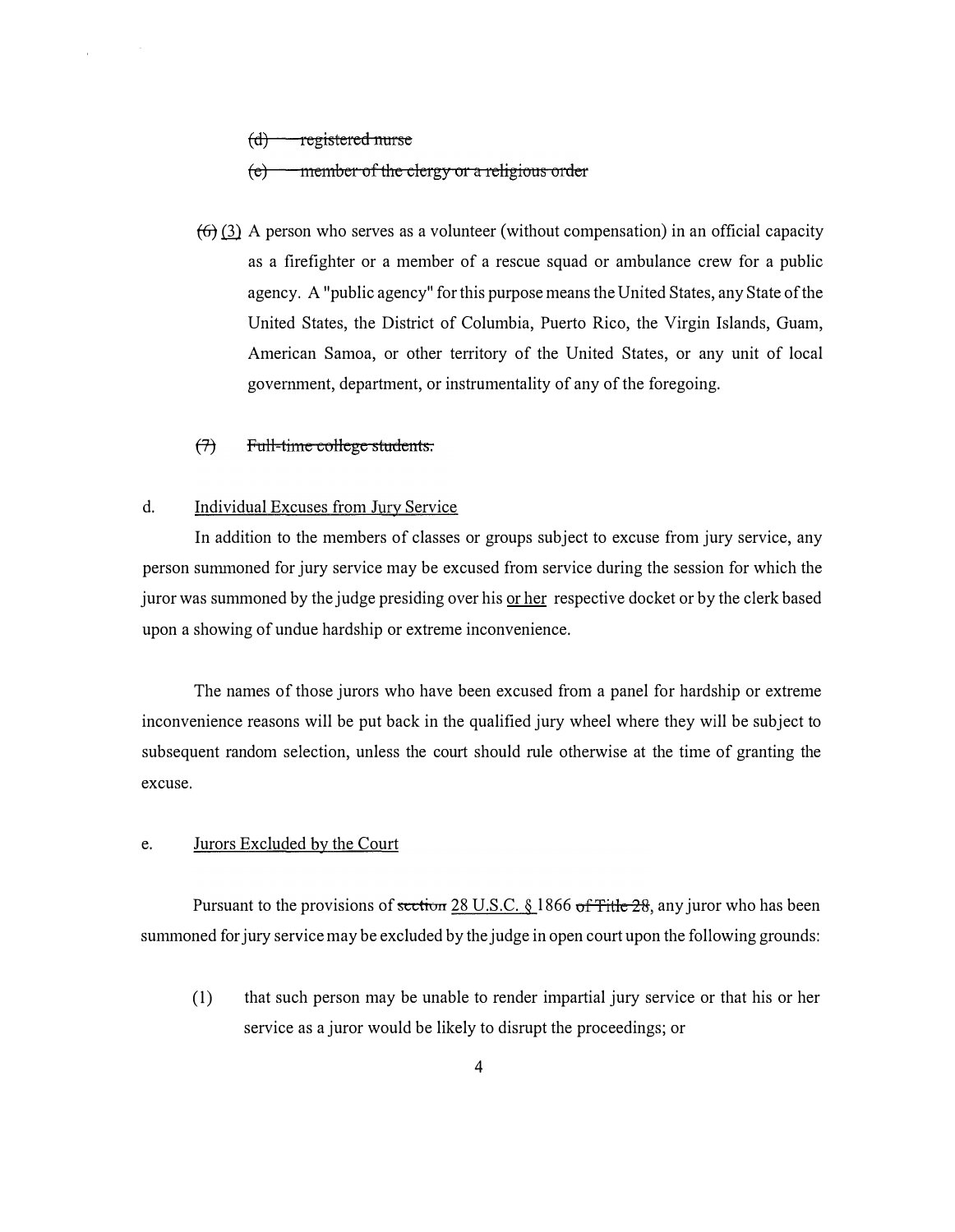~~(d) registered nurse~~

~~(e) member of the clergy or a religious order~~

~~(6)~~ <u>(3)</u> A person who serves as a volunteer (without compensation) in an official capacity as a firefighter or a member of a rescue squad or ambulance crew for a public agency. A "public agency" for this purpose means the United States, any State of the United States, the District of Columbia, Puerto Rico, the Virgin Islands, Guam, American Samoa, or other territory of the United States, or any unit of local government, department, or instrumentality of any of the foregoing.

~~(7) Full-time college students.~~

d. <u>Individual Excuses from Jury Service</u>

In addition to the members of classes or groups subject to excuse from jury service, any person summoned for jury service may be excused from service during the session for which the juror was summoned by the judge presiding over his <u>or her</u> respective docket or by the clerk based upon a showing of undue hardship or extreme inconvenience.

The names of those jurors who have been excused from a panel for hardship or extreme inconvenience reasons will be put back in the qualified jury wheel where they will be subject to subsequent random selection, unless the court should rule otherwise at the time of granting the excuse.

e. <u>Jurors Excluded by the Court</u>

Pursuant to the provisions of ~~section~~ <u>28 U.S.C. §</u> 1866 ~~of Title 28~~, any juror who has been summoned for jury service may be excluded by the judge in open court upon the following grounds:

(1) that such person may be unable to render impartial jury service or that his or her service as a juror would be likely to disrupt the proceedings; or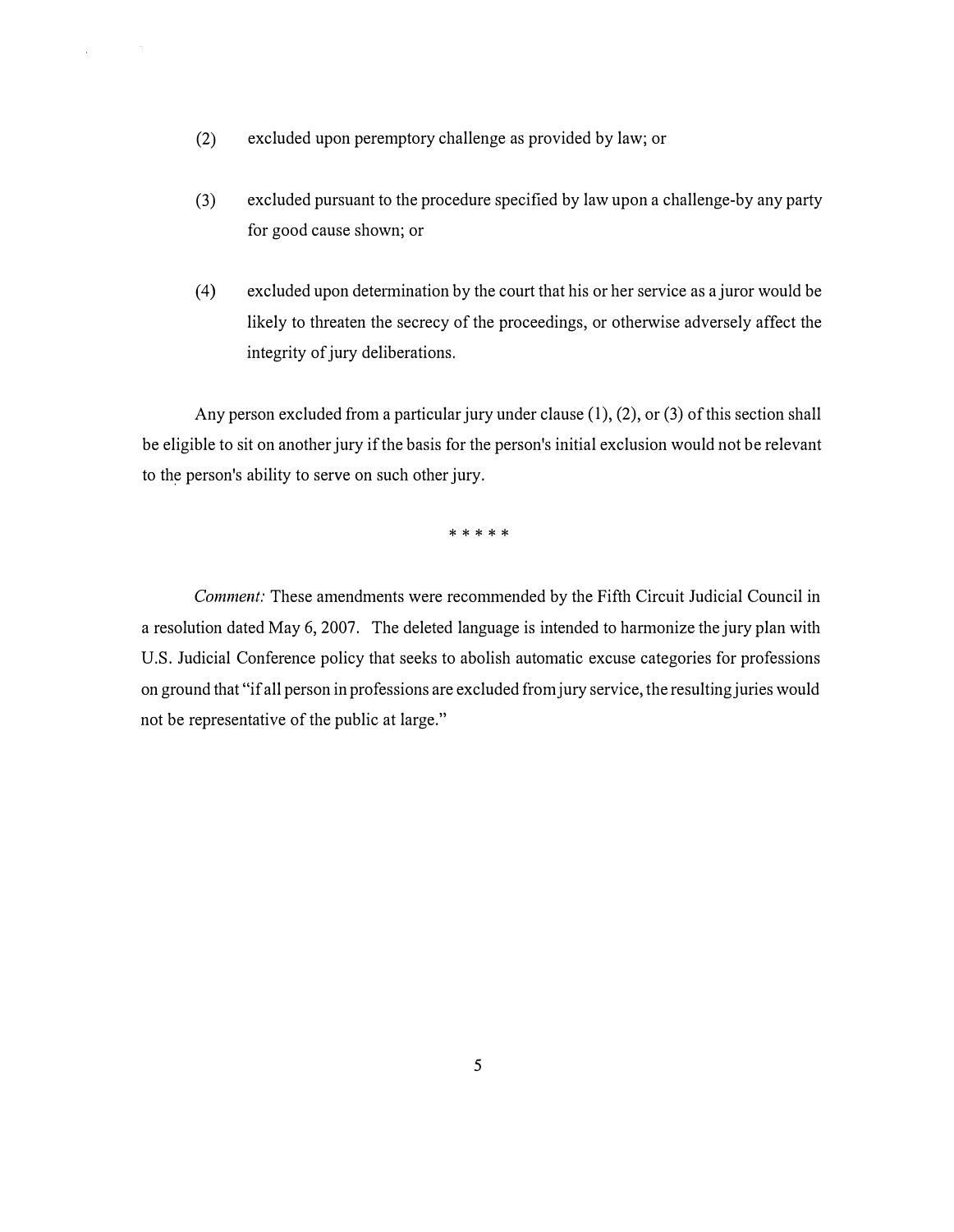(2) excluded upon peremptory challenge as provided by law; or

(3) excluded pursuant to the procedure specified by law upon a challenge-by any party for good cause shown; or

(4) excluded upon determination by the court that his or her service as a juror would be likely to threaten the secrecy of the proceedings, or otherwise adversely affect the integrity of jury deliberations.

Any person excluded from a particular jury under clause (1), (2), or (3) of this section shall be eligible to sit on another jury if the basis for the person's initial exclusion would not be relevant to the person's ability to serve on such other jury.

\* \* \* \* \*

*Comment:* These amendments were recommended by the Fifth Circuit Judicial Council in a resolution dated May 6, 2007. The deleted language is intended to harmonize the jury plan with U.S. Judicial Conference policy that seeks to abolish automatic excuse categories for professions on ground that "if all person in professions are excluded from jury service, the resulting juries would not be representative of the public at large."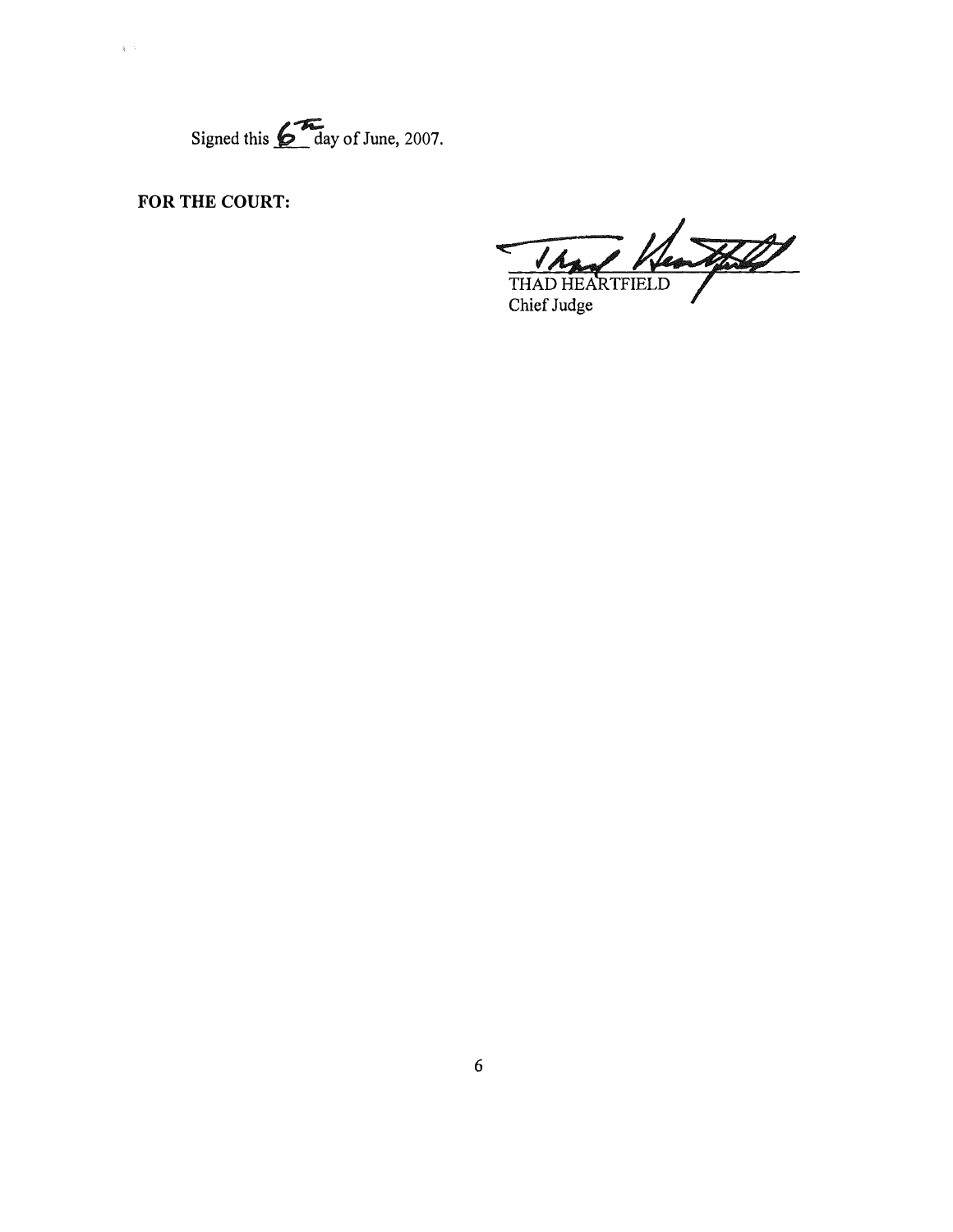Signed this 6th day of June, 2007.

**FOR THE COURT:**

THAD HEARTFIELD  
Chief Judge